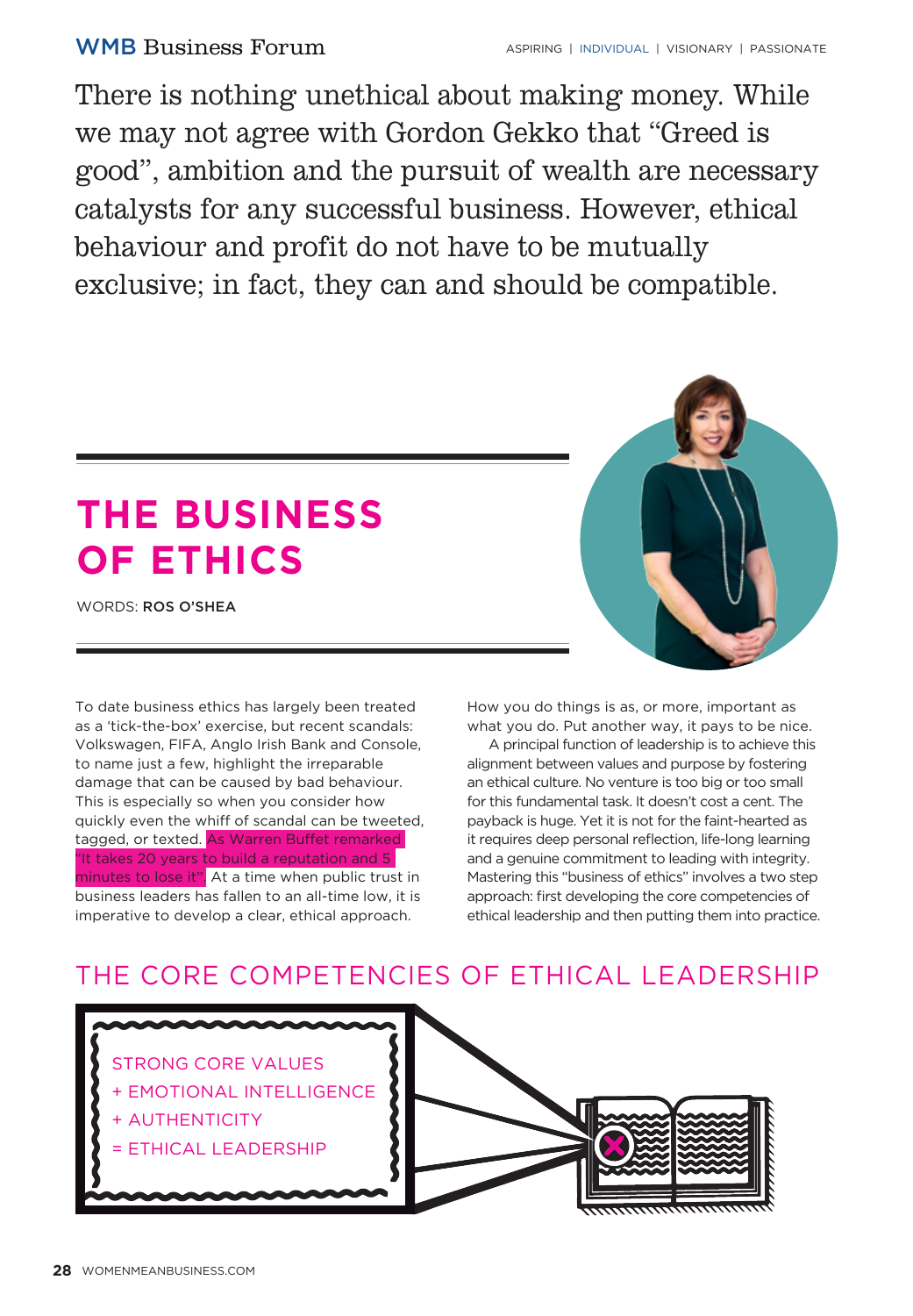There is nothing unethical about making money. While we may not agree with Gordon Gekko that "Greed is good", ambition and the pursuit of wealth are necessary catalysts for any successful business. However, ethical behaviour and profit do not have to be mutually exclusive; in fact, they can and should be compatible.

# THE BUSINESS OF ETHICS

WORDS: **ROS O'SHEA**

To date business ethics has largely been treated as a 'tick-the-box' exercise, but recent scandals: Volkswagen, FIFA, Anglo Irish Bank and Console, to name just a few, highlight the irreparable damage that can be caused by bad behaviour. This is especially so when you consider how quickly even the whiff of scandal can be tweeted, tagged, or texted. As Warren Buffet remarked "It takes 20 years to build a reputation and 5 minutes to lose it". At a time when public trust in business leaders has fallen to an all-time low, it is imperative to develop a clear, ethical approach.

How you do things is as, or more, important as what you do. Put another way, it pays to be nice.

A principal function of leadership is to achieve this alignment between values and purpose by fostering an ethical culture. No venture is too big or too small for this fundamental task. It doesn't cost a cent. The payback is huge. Yet it is not for the faint-hearted as it requires deep personal reflection, life-long learning and a genuine commitment to leading with integrity. Mastering this "business of ethics" involves a two step approach: first developing the core competencies of ethical leadership and then putting them into practice.

## THE CORE COMPETENCIES OF ETHICAL LEADERSHIP

STRONG CORE VALUES
\+ EMOTIONAL INTELLIGENCE
\+ AUTHENTICITY
= ETHICAL LEADERSHIP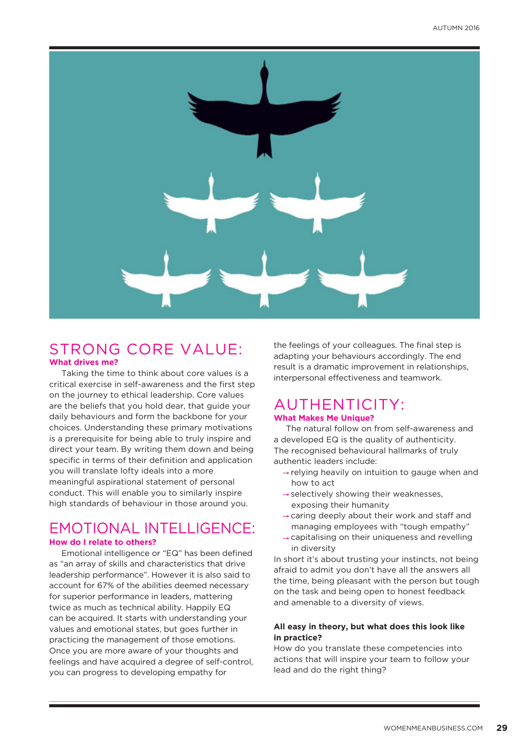## STRONG CORE VALUE:

**What drives me?**

Taking the time to think about core values is a critical exercise in self-awareness and the first step on the journey to ethical leadership. Core values are the beliefs that you hold dear, that guide your daily behaviours and form the backbone for your choices. Understanding these primary motivations is a prerequisite for being able to truly inspire and direct your team. By writing them down and being specific in terms of their definition and application you will translate lofty ideals into a more meaningful aspirational statement of personal conduct. This will enable you to similarly inspire high standards of behaviour in those around you.

## EMOTIONAL INTELLIGENCE:

**How do I relate to others?**

Emotional intelligence or "EQ" has been defined as "an array of skills and characteristics that drive leadership performance". However it is also said to account for 67% of the abilities deemed necessary for superior performance in leaders, mattering twice as much as technical ability. Happily EQ can be acquired. It starts with understanding your values and emotional states, but goes further in practicing the management of those emotions. Once you are more aware of your thoughts and feelings and have acquired a degree of self-control, you can progress to developing empathy for the feelings of your colleagues. The final step is adapting your behaviours accordingly. The end result is a dramatic improvement in relationships, interpersonal effectiveness and teamwork.

## AUTHENTICITY:

**What Makes Me Unique?**

The natural follow on from self-awareness and a developed EQ is the quality of authenticity. The recognised behavioural hallmarks of truly authentic leaders include:

- relying heavily on intuition to gauge when and how to act
- selectively showing their weaknesses, exposing their humanity
- caring deeply about their work and staff and managing employees with "tough empathy"
- capitalising on their uniqueness and revelling in diversity

In short it's about trusting your instincts, not being afraid to admit you don't have all the answers all the time, being pleasant with the person but tough on the task and being open to honest feedback and amenable to a diversity of views.

**All easy in theory, but what does this look like in practice?**

How do you translate these competencies into actions that will inspire your team to follow your lead and do the right thing?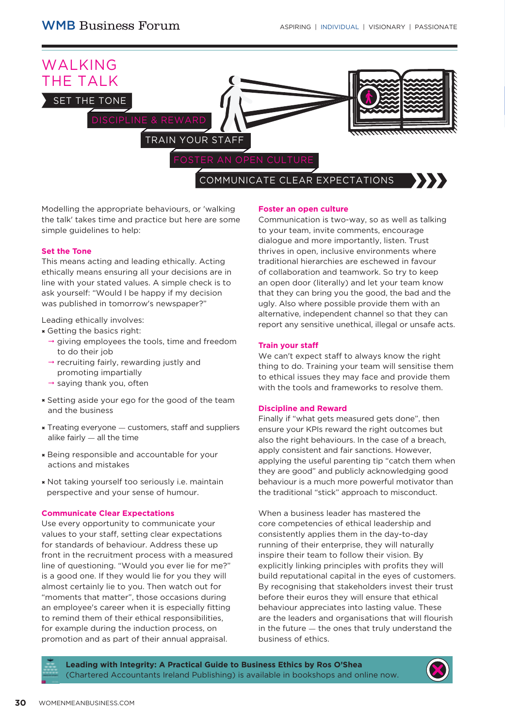# WALKING THE TALK

SET THE TONE

DISCIPLINE & REWARD

TRAIN YOUR STAFF

FOSTER AN OPEN CULTURE

COMMUNICATE CLEAR EXPECTATIONS

Modelling the appropriate behaviours, or 'walking the talk' takes time and practice but here are some simple guidelines to help:

### Set the Tone

This means acting and leading ethically. Acting ethically means ensuring all your decisions are in line with your stated values. A simple check is to ask yourself: "Would I be happy if my decision was published in tomorrow's newspaper?"

Leading ethically involves:

- Getting the basics right:
  - → giving employees the tools, time and freedom to do their job
  - → recruiting fairly, rewarding justly and promoting impartially
  - → saying thank you, often
- Setting aside your ego for the good of the team and the business
- Treating everyone — customers, staff and suppliers alike fairly — all the time
- Being responsible and accountable for your actions and mistakes
- Not taking yourself too seriously i.e. maintain perspective and your sense of humour.

### Communicate Clear Expectations

Use every opportunity to communicate your values to your staff, setting clear expectations for standards of behaviour. Address these up front in the recruitment process with a measured line of questioning. "Would you ever lie for me?" is a good one. If they would lie for you they will almost certainly lie to you. Then watch out for "moments that matter", those occasions during an employee's career when it is especially fitting to remind them of their ethical responsibilities, for example during the induction process, on promotion and as part of their annual appraisal.

### Foster an open culture

Communication is two-way, so as well as talking to your team, invite comments, encourage dialogue and more importantly, listen. Trust thrives in open, inclusive environments where traditional hierarchies are eschewed in favour of collaboration and teamwork. So try to keep an open door (literally) and let your team know that they can bring you the good, the bad and the ugly. Also where possible provide them with an alternative, independent channel so that they can report any sensitive unethical, illegal or unsafe acts.

### Train your staff

We can't expect staff to always know the right thing to do. Training your team will sensitise them to ethical issues they may face and provide them with the tools and frameworks to resolve them.

### Discipline and Reward

Finally if "what gets measured gets done", then ensure your KPIs reward the right outcomes but also the right behaviours. In the case of a breach, apply consistent and fair sanctions. However, applying the useful parenting tip "catch them when they are good" and publicly acknowledging good behaviour is a much more powerful motivator than the traditional "stick" approach to misconduct.

When a business leader has mastered the core competencies of ethical leadership and consistently applies them in the day-to-day running of their enterprise, they will naturally inspire their team to follow their vision. By explicitly linking principles with profits they will build reputational capital in the eyes of customers. By recognising that stakeholders invest their trust before their euros they will ensure that ethical behaviour appreciates into lasting value. These are the leaders and organisations that will flourish in the future — the ones that truly understand the business of ethics.

**Leading with Integrity: A Practical Guide to Business Ethics by Ros O'Shea** (Chartered Accountants Ireland Publishing) is available in bookshops and online now.